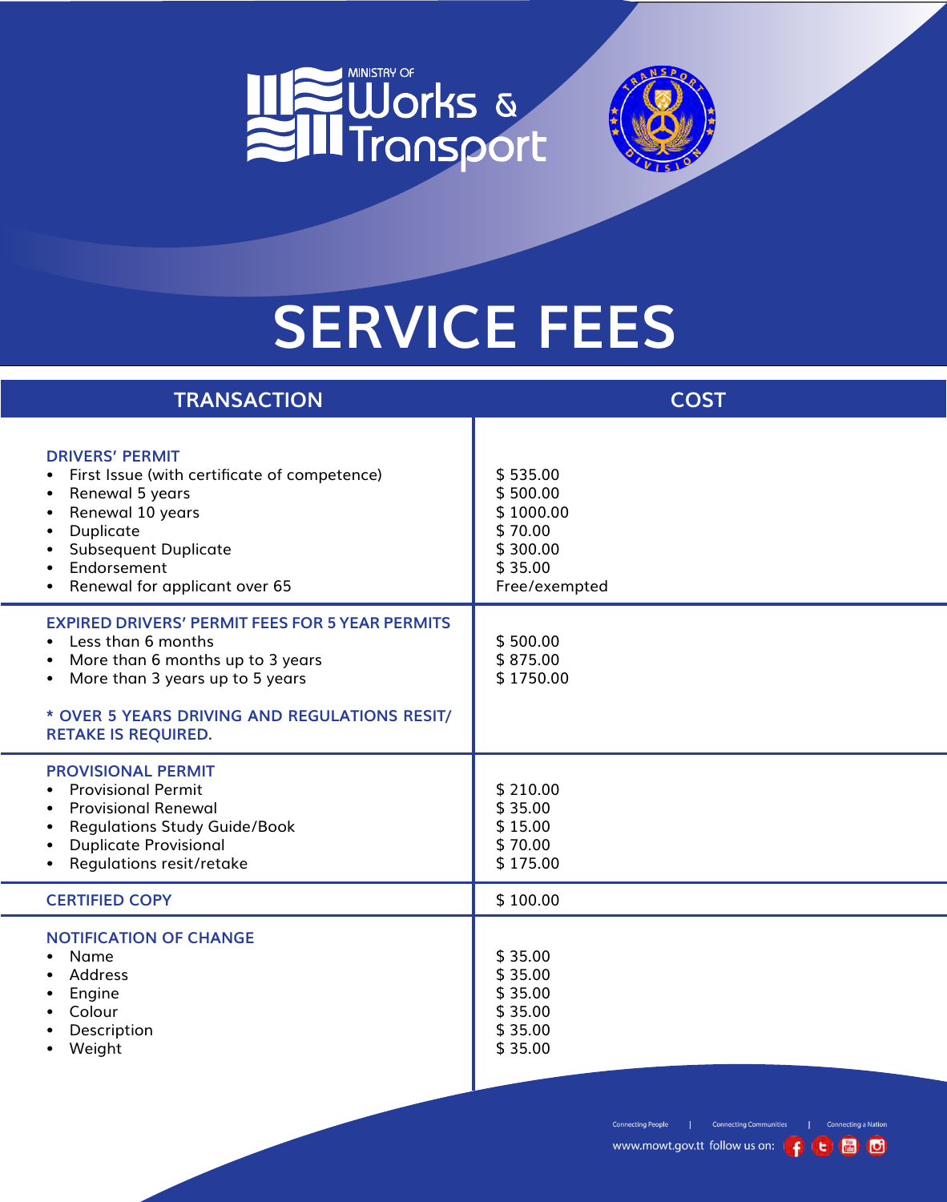MINISTRY OF Works & Transport

# SERVICE FEES

| TRANSACTION | COST |
|---|---|
| **DRIVERS' PERMIT** | |
| • First Issue (with certificate of competence) | $ 535.00 |
| • Renewal 5 years | $ 500.00 |
| • Renewal 10 years | $ 1000.00 |
| • Duplicate | $ 70.00 |
| • Subsequent Duplicate | $ 300.00 |
| • Endorsement | $ 35.00 |
| • Renewal for applicant over 65 | Free/exempted |
| **EXPIRED DRIVERS' PERMIT FEES FOR 5 YEAR PERMITS** | |
| • Less than 6 months | $ 500.00 |
| • More than 6 months up to 3 years | $ 875.00 |
| • More than 3 years up to 5 years | $ 1750.00 |
| **\* OVER 5 YEARS DRIVING AND REGULATIONS RESIT/ RETAKE IS REQUIRED.** | |
| **PROVISIONAL PERMIT** | |
| • Provisional Permit | $ 210.00 |
| • Provisional Renewal | $ 35.00 |
| • Regulations Study Guide/Book | $ 15.00 |
| • Duplicate Provisional | $ 70.00 |
| • Regulations resit/retake | $ 175.00 |
| **CERTIFIED COPY** | $ 100.00 |
| **NOTIFICATION OF CHANGE** | |
| • Name | $ 35.00 |
| • Address | $ 35.00 |
| • Engine | $ 35.00 |
| • Colour | $ 35.00 |
| • Description | $ 35.00 |
| • Weight | $ 35.00 |

Connecting People | Connecting Communities | Connecting a Nation

www.mowt.gov.tt follow us on: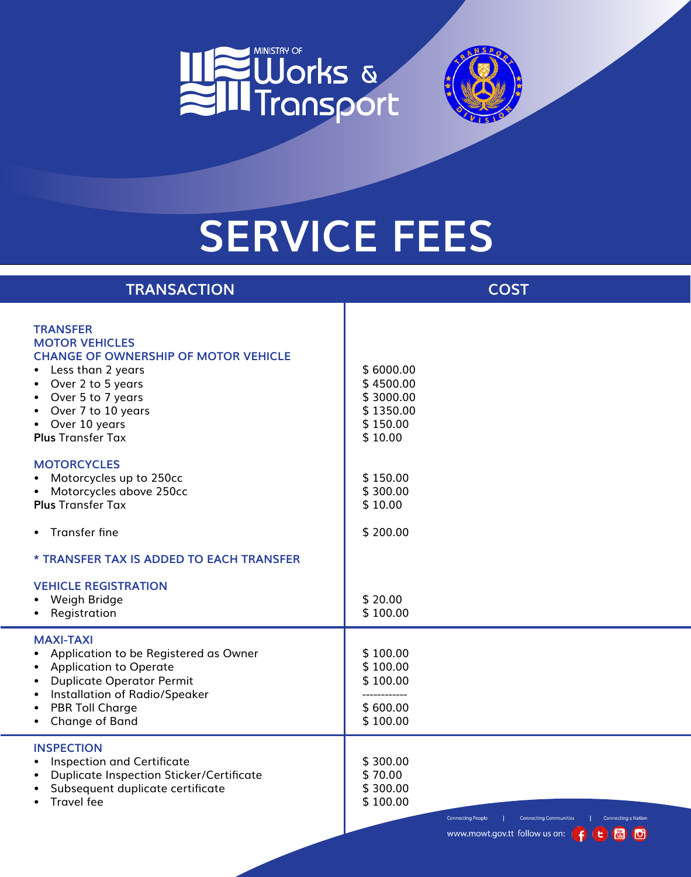MINISTRY OF Works & Transport

# SERVICE FEES

| TRANSACTION | COST |
|---|---|
| **TRANSFER** | |
| **MOTOR VEHICLES** | |
| **CHANGE OF OWNERSHIP OF MOTOR VEHICLE** | |
| • Less than 2 years | $ 6000.00 |
| • Over 2 to 5 years | $ 4500.00 |
| • Over 5 to 7 years | $ 3000.00 |
| • Over 7 to 10 years | $ 1350.00 |
| • Over 10 years | $ 150.00 |
| **Plus** Transfer Tax | $ 10.00 |
| **MOTORCYCLES** | |
| • Motorcycles up to 250cc | $ 150.00 |
| • Motorcycles above 250cc | $ 300.00 |
| **Plus** Transfer Tax | $ 10.00 |
| • Transfer fine | $ 200.00 |
| **\* TRANSFER TAX IS ADDED TO EACH TRANSFER** | |
| **VEHICLE REGISTRATION** | |
| • Weigh Bridge | $ 20.00 |
| • Registration | $ 100.00 |
| **MAXI-TAXI** | |
| • Application to be Registered as Owner | $ 100.00 |
| • Application to Operate | $ 100.00 |
| • Duplicate Operator Permit | $ 100.00 |
| • Installation of Radio/Speaker | ------------ |
| • PBR Toll Charge | $ 600.00 |
| • Change of Band | $ 100.00 |
| **INSPECTION** | |
| • Inspection and Certificate | $ 300.00 |
| • Duplicate Inspection Sticker/Certificate | $ 70.00 |
| • Subsequent duplicate certificate | $ 300.00 |
| • Travel fee | $ 100.00 |

Connecting People | Connecting Communities | Connecting a Nation

www.mowt.gov.tt follow us on: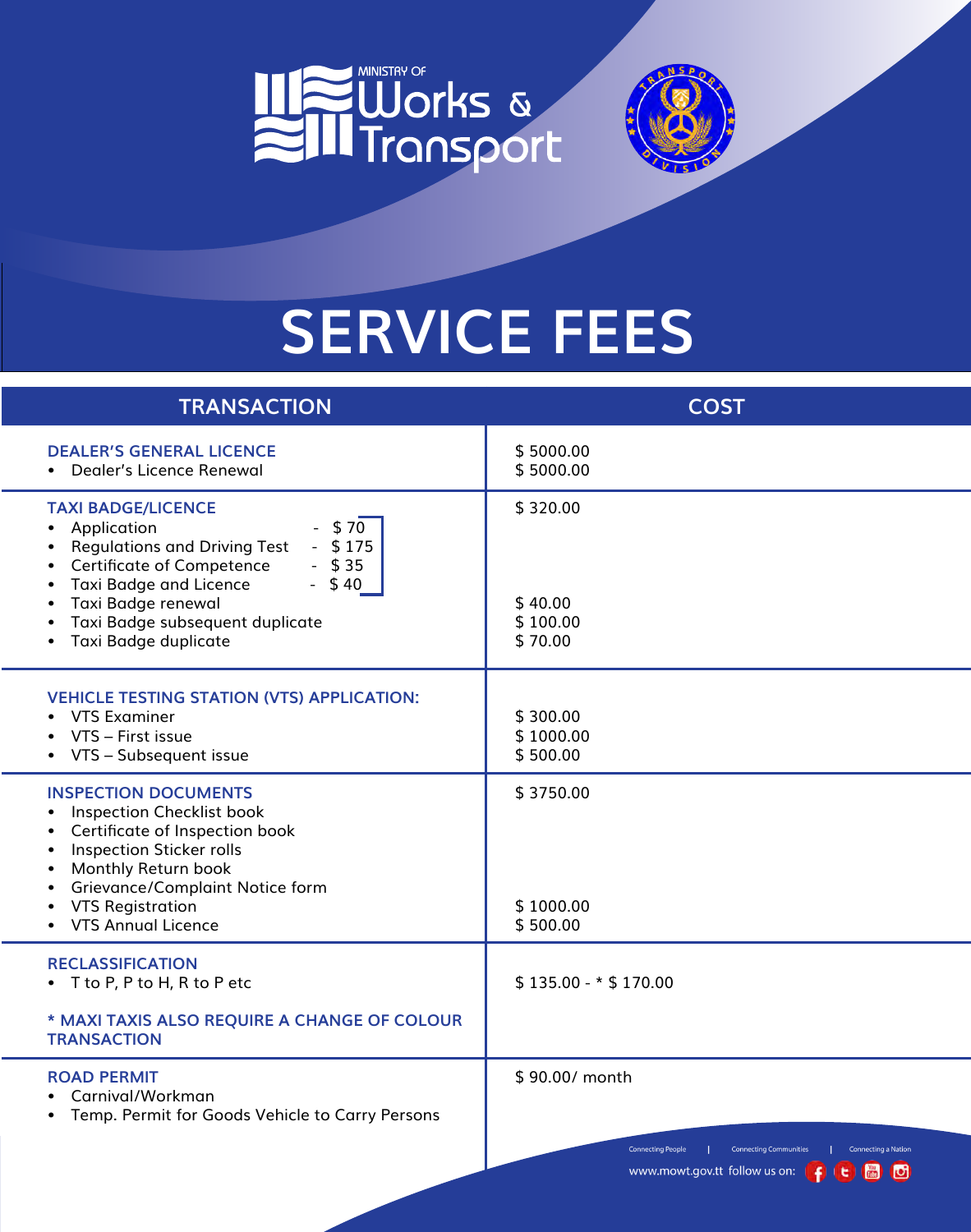MINISTRY OF Works & Transport

# SERVICE FEES

| TRANSACTION | COST |
|---|---|
| **DEALER'S GENERAL LICENCE**<br>• Dealer's Licence Renewal | $ 5000.00<br>$ 5000.00 |
| **TAXI BADGE/LICENCE**<br>• Application - $ 70<br>• Regulations and Driving Test - $ 175<br>• Certificate of Competence - $ 35<br>• Taxi Badge and Licence - $ 40<br>• Taxi Badge renewal<br>• Taxi Badge subsequent duplicate<br>• Taxi Badge duplicate | $ 320.00<br><br><br><br><br>$ 40.00<br>$ 100.00<br>$ 70.00 |
| **VEHICLE TESTING STATION (VTS) APPLICATION:**<br>• VTS Examiner<br>• VTS – First issue<br>• VTS – Subsequent issue | <br>$ 300.00<br>$ 1000.00<br>$ 500.00 |
| **INSPECTION DOCUMENTS**<br>• Inspection Checklist book<br>• Certificate of Inspection book<br>• Inspection Sticker rolls<br>• Monthly Return book<br>• Grievance/Complaint Notice form<br>• VTS Registration<br>• VTS Annual Licence | $ 3750.00<br><br><br><br><br><br>$ 1000.00<br>$ 500.00 |
| **RECLASSIFICATION**<br>• T to P, P to H, R to P etc<br><br>**\* MAXI TAXIS ALSO REQUIRE A CHANGE OF COLOUR TRANSACTION** | <br>$ 135.00 - * $ 170.00 |
| **ROAD PERMIT**<br>• Carnival/Workman<br>• Temp. Permit for Goods Vehicle to Carry Persons | $ 90.00/ month |

Connecting People | Connecting Communities | Connecting a Nation

www.mowt.gov.tt follow us on: